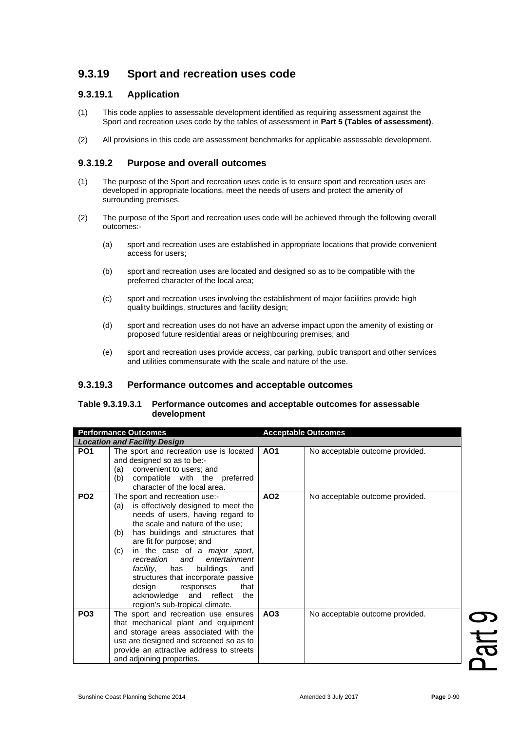## 9.3.19 Sport and recreation uses code

### 9.3.19.1 Application

(1) This code applies to assessable development identified as requiring assessment against the Sport and recreation uses code by the tables of assessment in **Part 5 (Tables of assessment)**.

(2) All provisions in this code are assessment benchmarks for applicable assessable development.

### 9.3.19.2 Purpose and overall outcomes

(1) The purpose of the Sport and recreation uses code is to ensure sport and recreation uses are developed in appropriate locations, meet the needs of users and protect the amenity of surrounding premises.

(2) The purpose of the Sport and recreation uses code will be achieved through the following overall outcomes:-

- (a) sport and recreation uses are established in appropriate locations that provide convenient access for users;
- (b) sport and recreation uses are located and designed so as to be compatible with the preferred character of the local area;
- (c) sport and recreation uses involving the establishment of major facilities provide high quality buildings, structures and facility design;
- (d) sport and recreation uses do not have an adverse impact upon the amenity of existing or proposed future residential areas or neighbouring premises; and
- (e) sport and recreation uses provide *access*, car parking, public transport and other services and utilities commensurate with the scale and nature of the use.

### 9.3.19.3 Performance outcomes and acceptable outcomes

**Table 9.3.19.3.1 Performance outcomes and acceptable outcomes for assessable development**

| Performance Outcomes | | Acceptable Outcomes | |
|---|---|---|---|
| ***Location and Facility Design*** | | | |
| **PO1** | The sport and recreation use is located and designed so as to be:-<br>(a) convenient to users; and<br>(b) compatible with the preferred character of the local area. | **AO1** | No acceptable outcome provided. |
| **PO2** | The sport and recreation use:-<br>(a) is effectively designed to meet the needs of users, having regard to the scale and nature of the use;<br>(b) has buildings and structures that are fit for purpose; and<br>(c) in the case of a *major sport, recreation and entertainment facility*, has buildings and structures that incorporate passive design responses that acknowledge and reflect the region's sub-tropical climate. | **AO2** | No acceptable outcome provided. |
| **PO3** | The sport and recreation use ensures that mechanical plant and equipment and storage areas associated with the use are designed and screened so as to provide an attractive address to streets and adjoining properties. | **AO3** | No acceptable outcome provided. |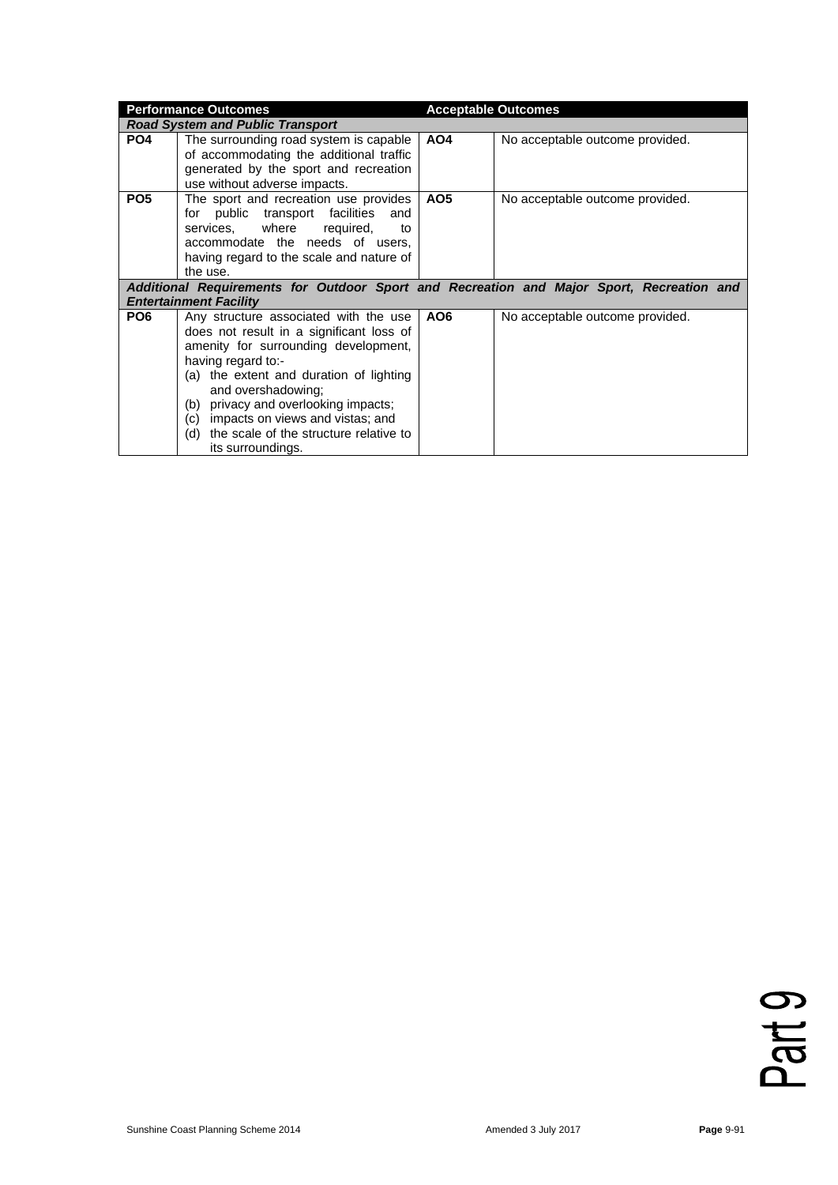| Performance Outcomes | | Acceptable Outcomes | |
|---|---|---|---|
| ***Road System and Public Transport*** | | | |
| **PO4** | The surrounding road system is capable of accommodating the additional traffic generated by the sport and recreation use without adverse impacts. | **AO4** | No acceptable outcome provided. |
| **PO5** | The sport and recreation use provides for public transport facilities and services, where required, to accommodate the needs of users, having regard to the scale and nature of the use. | **AO5** | No acceptable outcome provided. |
| ***Additional Requirements for Outdoor Sport and Recreation and Major Sport, Recreation and Entertainment Facility*** | | | |
| **PO6** | Any structure associated with the use does not result in a significant loss of amenity for surrounding development, having regard to:-<br>(a) the extent and duration of lighting and overshadowing;<br>(b) privacy and overlooking impacts;<br>(c) impacts on views and vistas; and<br>(d) the scale of the structure relative to its surroundings. | **AO6** | No acceptable outcome provided. |